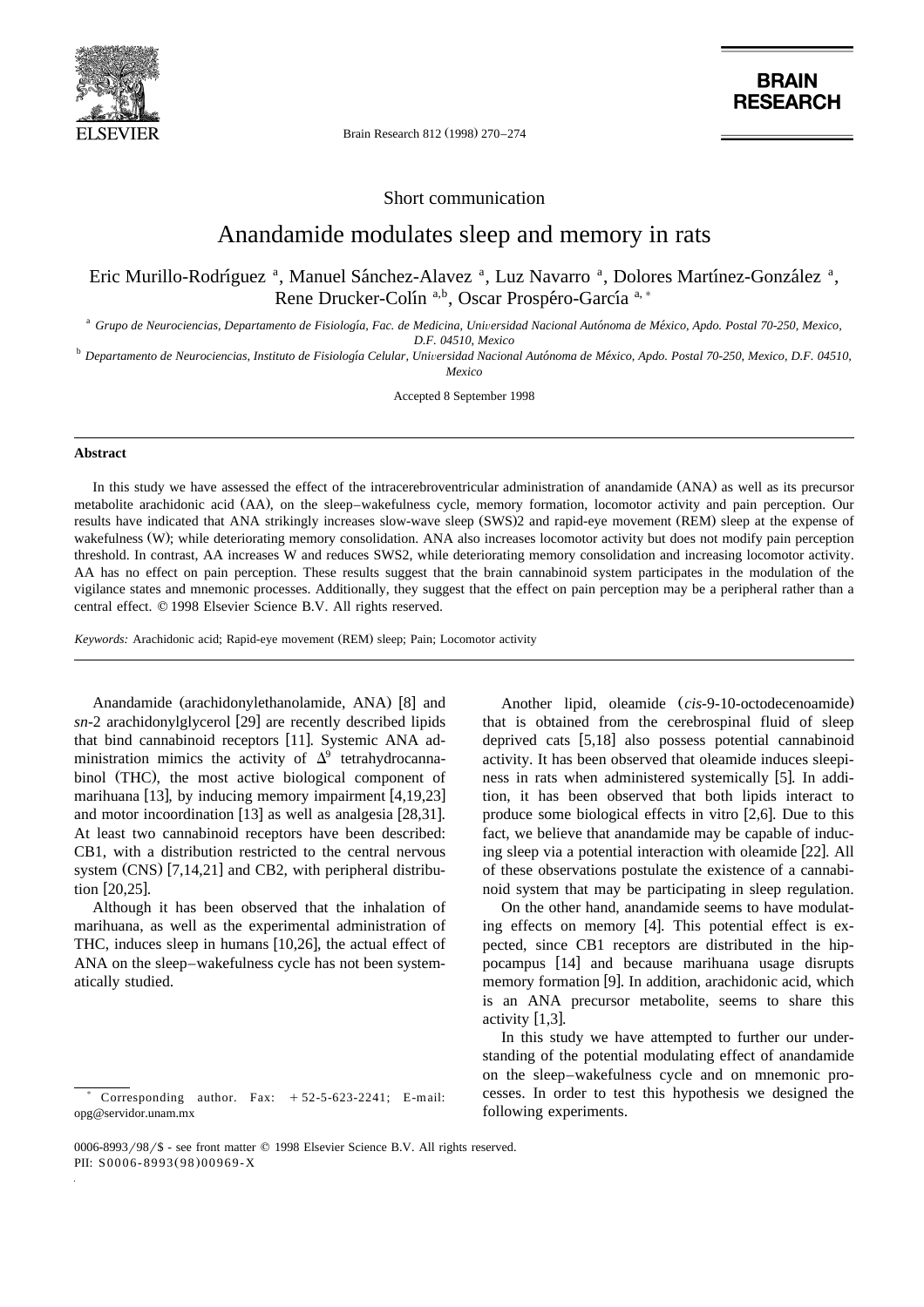Short communication

# Anandamide modulates sleep and memory in rats

Eric Murillo-Rodríguez [a], Manuel Sánchez-Alavez [a], Luz Navarro [a], Dolores Martínez-González [a], Rene Drucker-Colín [a,b], Oscar Prospéro-García [a,*]

[a] Grupo de Neurociencias, Departamento de Fisiología, Fac. de Medicina, Universidad Nacional Autónoma de México, Apdo. Postal 70-250, Mexico, D.F. 04510, Mexico

[b] Departamento de Neurociencias, Instituto de Fisiología Celular, Universidad Nacional Autónoma de México, Apdo. Postal 70-250, Mexico, D.F. 04510, Mexico

Accepted 8 September 1998

## Abstract

In this study we have assessed the effect of the intracerebroventricular administration of anandamide (ANA) as well as its precursor metabolite arachidonic acid (AA), on the sleep–wakefulness cycle, memory formation, locomotor activity and pain perception. Our results have indicated that ANA strikingly increases slow-wave sleep (SWS)2 and rapid-eye movement (REM) sleep at the expense of wakefulness (W); while deteriorating memory consolidation. ANA also increases locomotor activity but does not modify pain perception threshold. In contrast, AA increases W and reduces SWS2, while deteriorating memory consolidation and increasing locomotor activity. AA has no effect on pain perception. These results suggest that the brain cannabinoid system participates in the modulation of the vigilance states and mnemonic processes. Additionally, they suggest that the effect on pain perception may be a peripheral rather than a central effect. © 1998 Elsevier Science B.V. All rights reserved.

*Keywords:* Arachidonic acid; Rapid-eye movement (REM) sleep; Pain; Locomotor activity

Anandamide (arachidonylethanolamide, ANA) [8] and *sn*-2 arachidonylglycerol [29] are recently described lipids that bind cannabinoid receptors [11]. Systemic ANA administration mimics the activity of $\Delta^9$ tetrahydrocannabinol (THC), the most active biological component of marihuana [13], by inducing memory impairment [4,19,23] and motor incoordination [13] as well as analgesia [28,31]. At least two cannabinoid receptors have been described: CB1, with a distribution restricted to the central nervous system (CNS) [7,14,21] and CB2, with peripheral distribution [20,25].

Although it has been observed that the inhalation of marihuana, as well as the experimental administration of THC, induces sleep in humans [10,26], the actual effect of ANA on the sleep–wakefulness cycle has not been systematically studied.

Another lipid, oleamide (*cis*-9-10-octodecenoamide) that is obtained from the cerebrospinal fluid of sleep deprived cats [5,18] also possess potential cannabinoid activity. It has been observed that oleamide induces sleepiness in rats when administered systemically [5]. In addition, it has been observed that both lipids interact to produce some biological effects in vitro [2,6]. Due to this fact, we believe that anandamide may be capable of inducing sleep via a potential interaction with oleamide [22]. All of these observations postulate the existence of a cannabinoid system that may be participating in sleep regulation.

On the other hand, anandamide seems to have modulating effects on memory [4]. This potential effect is expected, since CB1 receptors are distributed in the hippocampus [14] and because marihuana usage disrupts memory formation [9]. In addition, arachidonic acid, which is an ANA precursor metabolite, seems to share this activity [1,3].

In this study we have attempted to further our understanding of the potential modulating effect of anandamide on the sleep–wakefulness cycle and on mnemonic processes. In order to test this hypothesis we designed the following experiments.

* Corresponding author. Fax: +52-5-623-2241; E-mail: opg@servidor.unam.mx

0006-8993/98/$ - see front matter © 1998 Elsevier Science B.V. All rights reserved.
PII: S0006-8993(98)00969-X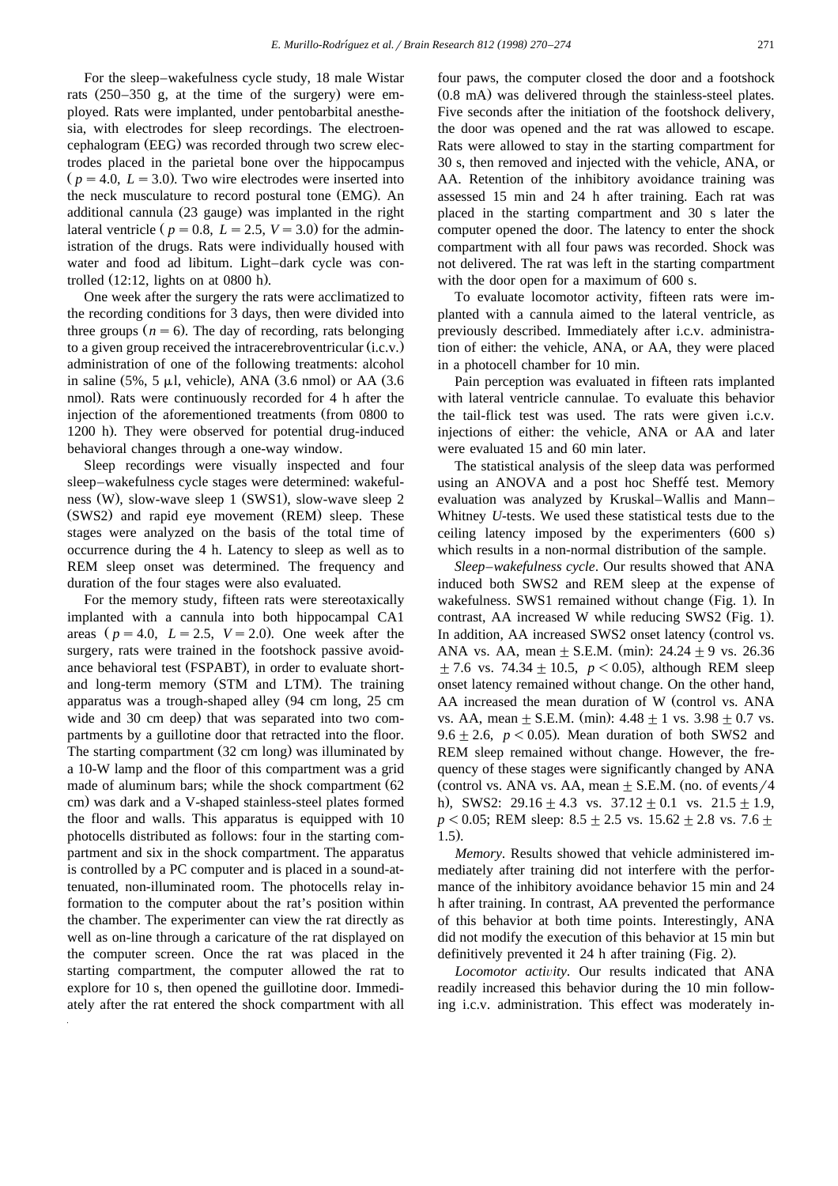For the sleep–wakefulness cycle study, 18 male Wistar rats (250–350 g, at the time of the surgery) were employed. Rats were implanted, under pentobarbital anesthesia, with electrodes for sleep recordings. The electroencephalogram (EEG) was recorded through two screw electrodes placed in the parietal bone over the hippocampus ($p = 4.0$, $L = 3.0$). Two wire electrodes were inserted into the neck musculature to record postural tone (EMG). An additional cannula (23 gauge) was implanted in the right lateral ventricle ($p = 0.8$, $L = 2.5$, $V = 3.0$) for the administration of the drugs. Rats were individually housed with water and food ad libitum. Light–dark cycle was controlled (12:12, lights on at 0800 h).

One week after the surgery the rats were acclimatized to the recording conditions for 3 days, then were divided into three groups ($n = 6$). The day of recording, rats belonging to a given group received the intracerebroventricular (i.c.v.) administration of one of the following treatments: alcohol in saline (5%, 5 μl, vehicle), ANA (3.6 nmol) or AA (3.6 nmol). Rats were continuously recorded for 4 h after the injection of the aforementioned treatments (from 0800 to 1200 h). They were observed for potential drug-induced behavioral changes through a one-way window.

Sleep recordings were visually inspected and four sleep–wakefulness cycle stages were determined: wakefulness (W), slow-wave sleep 1 (SWS1), slow-wave sleep 2 (SWS2) and rapid eye movement (REM) sleep. These stages were analyzed on the basis of the total time of occurrence during the 4 h. Latency to sleep as well as to REM sleep onset was determined. The frequency and duration of the four stages were also evaluated.

For the memory study, fifteen rats were stereotaxically implanted with a cannula into both hippocampal CA1 areas ($p = 4.0$, $L = 2.5$, $V = 2.0$). One week after the surgery, rats were trained in the footshock passive avoidance behavioral test (FSPABT), in order to evaluate short- and long-term memory (STM and LTM). The training apparatus was a trough-shaped alley (94 cm long, 25 cm wide and 30 cm deep) that was separated into two compartments by a guillotine door that retracted into the floor. The starting compartment (32 cm long) was illuminated by a 10-W lamp and the floor of this compartment was a grid made of aluminum bars; while the shock compartment (62 cm) was dark and a V-shaped stainless-steel plates formed the floor and walls. This apparatus is equipped with 10 photocells distributed as follows: four in the starting compartment and six in the shock compartment. The apparatus is controlled by a PC computer and is placed in a sound-attenuated, non-illuminated room. The photocells relay information to the computer about the rat's position within the chamber. The experimenter can view the rat directly as well as on-line through a caricature of the rat displayed on the computer screen. Once the rat was placed in the starting compartment, the computer allowed the rat to explore for 10 s, then opened the guillotine door. Immediately after the rat entered the shock compartment with all four paws, the computer closed the door and a footshock (0.8 mA) was delivered through the stainless-steel plates. Five seconds after the initiation of the footshock delivery, the door was opened and the rat was allowed to escape. Rats were allowed to stay in the starting compartment for 30 s, then removed and injected with the vehicle, ANA, or AA. Retention of the inhibitory avoidance training was assessed 15 min and 24 h after training. Each rat was placed in the starting compartment and 30 s later the computer opened the door. The latency to enter the shock compartment with all four paws was recorded. Shock was not delivered. The rat was left in the starting compartment with the door open for a maximum of 600 s.

To evaluate locomotor activity, fifteen rats were implanted with a cannula aimed to the lateral ventricle, as previously described. Immediately after i.c.v. administration of either: the vehicle, ANA, or AA, they were placed in a photocell chamber for 10 min.

Pain perception was evaluated in fifteen rats implanted with lateral ventricle cannulae. To evaluate this behavior the tail-flick test was used. The rats were given i.c.v. injections of either: the vehicle, ANA or AA and later were evaluated 15 and 60 min later.

The statistical analysis of the sleep data was performed using an ANOVA and a post hoc Sheffé test. Memory evaluation was analyzed by Kruskal–Wallis and Mann–Whitney *U*-tests. We used these statistical tests due to the ceiling latency imposed by the experimenters (600 s) which results in a non-normal distribution of the sample.

*Sleep–wakefulness cycle*. Our results showed that ANA induced both SWS2 and REM sleep at the expense of wakefulness. SWS1 remained without change (Fig. 1). In contrast, AA increased W while reducing SWS2 (Fig. 1). In addition, AA increased SWS2 onset latency (control vs. ANA vs. AA, mean ± S.E.M. (min): $24.24 \pm 9$ vs. $26.36 \pm 7.6$ vs. $74.34 \pm 10.5$, $p < 0.05$), although REM sleep onset latency remained without change. On the other hand, AA increased the mean duration of W (control vs. ANA vs. AA, mean ± S.E.M. (min): $4.48 \pm 1$ vs. $3.98 \pm 0.7$ vs. $9.6 \pm 2.6$, $p < 0.05$). Mean duration of both SWS2 and REM sleep remained without change. However, the frequency of these stages were significantly changed by ANA (control vs. ANA vs. AA, mean ± S.E.M. (no. of events/4 h), SWS2: $29.16 \pm 4.3$ vs. $37.12 \pm 0.1$ vs. $21.5 \pm 1.9$, $p < 0.05$; REM sleep: $8.5 \pm 2.5$ vs. $15.62 \pm 2.8$ vs. $7.6 \pm 1.5$).

*Memory*. Results showed that vehicle administered immediately after training did not interfere with the performance of the inhibitory avoidance behavior 15 min and 24 h after training. In contrast, AA prevented the performance of this behavior at both time points. Interestingly, ANA did not modify the execution of this behavior at 15 min but definitively prevented it 24 h after training (Fig. 2).

*Locomotor activity*. Our results indicated that ANA readily increased this behavior during the 10 min following i.c.v. administration. This effect was moderately in-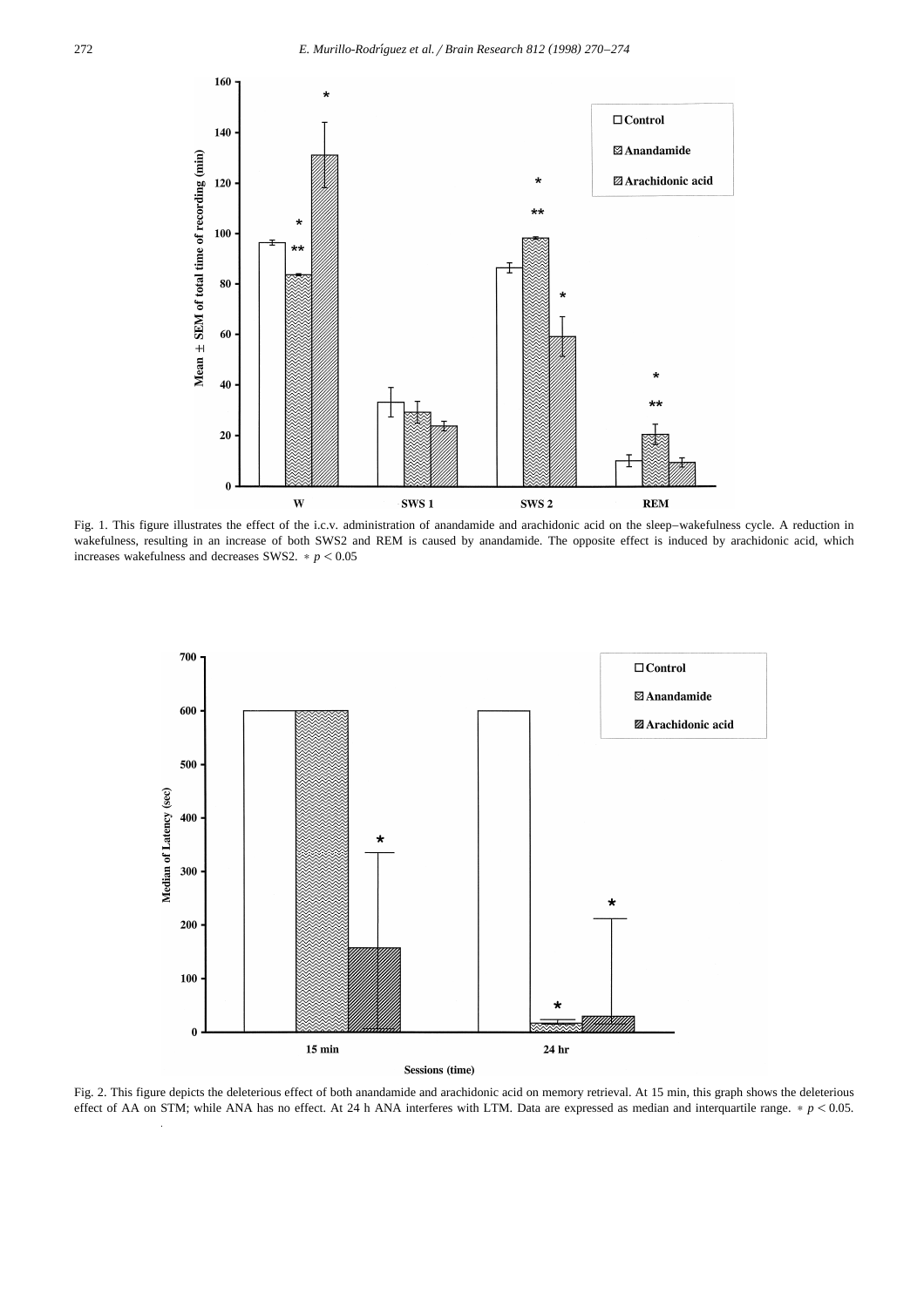Fig. 1. This figure illustrates the effect of the i.c.v. administration of anandamide and arachidonic acid on the sleep–wakefulness cycle. A reduction in wakefulness, resulting in an increase of both SWS2 and REM is caused by anandamide. The opposite effect is induced by arachidonic acid, which increases wakefulness and decreases SWS2. * $p < 0.05$

Fig. 2. This figure depicts the deleterious effect of both anandamide and arachidonic acid on memory retrieval. At 15 min, this graph shows the deleterious effect of AA on STM; while ANA has no effect. At 24 h ANA interferes with LTM. Data are expressed as median and interquartile range. * $p < 0.05$.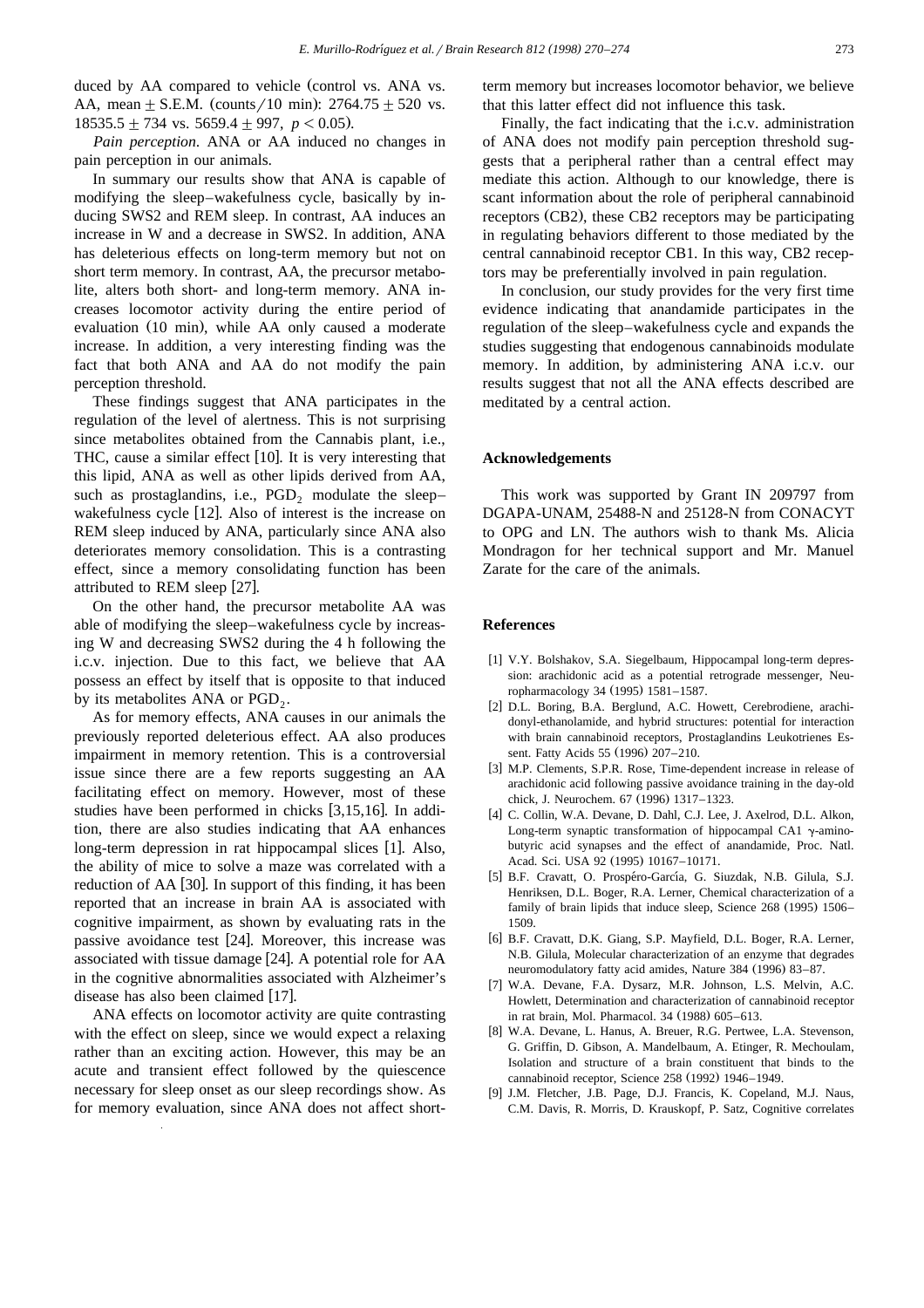duced by AA compared to vehicle (control vs. ANA vs. AA, mean $\pm$ S.E.M. (counts/10 min): $2764.75 \pm 520$ vs. $18535.5 \pm 734$ vs. $5659.4 \pm 997$, $p < 0.05$).

*Pain perception.* ANA or AA induced no changes in pain perception in our animals.

In summary our results show that ANA is capable of modifying the sleep–wakefulness cycle, basically by inducing SWS2 and REM sleep. In contrast, AA induces an increase in W and a decrease in SWS2. In addition, ANA has deleterious effects on long-term memory but not on short term memory. In contrast, AA, the precursor metabolite, alters both short- and long-term memory. ANA increases locomotor activity during the entire period of evaluation (10 min), while AA only caused a moderate increase. In addition, a very interesting finding was the fact that both ANA and AA do not modify the pain perception threshold.

These findings suggest that ANA participates in the regulation of the level of alertness. This is not surprising since metabolites obtained from the Cannabis plant, i.e., THC, cause a similar effect [10]. It is very interesting that this lipid, ANA as well as other lipids derived from AA, such as prostaglandins, i.e., $PGD_2$ modulate the sleep–wakefulness cycle [12]. Also of interest is the increase on REM sleep induced by ANA, particularly since ANA also deteriorates memory consolidation. This is a contrasting effect, since a memory consolidating function has been attributed to REM sleep [27].

On the other hand, the precursor metabolite AA was able of modifying the sleep–wakefulness cycle by increasing W and decreasing SWS2 during the 4 h following the i.c.v. injection. Due to this fact, we believe that AA possess an effect by itself that is opposite to that induced by its metabolites ANA or $PGD_2$.

As for memory effects, ANA causes in our animals the previously reported deleterious effect. AA also produces impairment in memory retention. This is a controversial issue since there are a few reports suggesting an AA facilitating effect on memory. However, most of these studies have been performed in chicks [3,15,16]. In addition, there are also studies indicating that AA enhances long-term depression in rat hippocampal slices [1]. Also, the ability of mice to solve a maze was correlated with a reduction of AA [30]. In support of this finding, it has been reported that an increase in brain AA is associated with cognitive impairment, as shown by evaluating rats in the passive avoidance test [24]. Moreover, this increase was associated with tissue damage [24]. A potential role for AA in the cognitive abnormalities associated with Alzheimer's disease has also been claimed [17].

ANA effects on locomotor activity are quite contrasting with the effect on sleep, since we would expect a relaxing rather than an exciting action. However, this may be an acute and transient effect followed by the quiescence necessary for sleep onset as our sleep recordings show. As for memory evaluation, since ANA does not affect short-term memory but increases locomotor behavior, we believe that this latter effect did not influence this task.

Finally, the fact indicating that the i.c.v. administration of ANA does not modify pain perception threshold suggests that a peripheral rather than a central effect may mediate this action. Although to our knowledge, there is scant information about the role of peripheral cannabinoid receptors (CB2), these CB2 receptors may be participating in regulating behaviors different to those mediated by the central cannabinoid receptor CB1. In this way, CB2 receptors may be preferentially involved in pain regulation.

In conclusion, our study provides for the very first time evidence indicating that anandamide participates in the regulation of the sleep–wakefulness cycle and expands the studies suggesting that endogenous cannabinoids modulate memory. In addition, by administering ANA i.c.v. our results suggest that not all the ANA effects described are meditated by a central action.

## Acknowledgements

This work was supported by Grant IN 209797 from DGAPA-UNAM, 25488-N and 25128-N from CONACYT to OPG and LN. The authors wish to thank Ms. Alicia Mondragon for her technical support and Mr. Manuel Zarate for the care of the animals.

## References

[1] V.Y. Bolshakov, S.A. Siegelbaum, Hippocampal long-term depression: arachidonic acid as a potential retrograde messenger, Neuropharmacology 34 (1995) 1581–1587.

[2] D.L. Boring, B.A. Berglund, A.C. Howett, Cerebrodiene, arachidonyl-ethanolamide, and hybrid structures: potential for interaction with brain cannabinoid receptors, Prostaglandins Leukotrienes Essent. Fatty Acids 55 (1996) 207–210.

[3] M.P. Clements, S.P.R. Rose, Time-dependent increase in release of arachidonic acid following passive avoidance training in the day-old chick, J. Neurochem. 67 (1996) 1317–1323.

[4] C. Collin, W.A. Devane, D. Dahl, C.J. Lee, J. Axelrod, D.L. Alkon, Long-term synaptic transformation of hippocampal CA1 $\gamma$-aminobutyric acid synapses and the effect of anandamide, Proc. Natl. Acad. Sci. USA 92 (1995) 10167–10171.

[5] B.F. Cravatt, O. Prospéro-García, G. Siuzdak, N.B. Gilula, S.J. Henriksen, D.L. Boger, R.A. Lerner, Chemical characterization of a family of brain lipids that induce sleep, Science 268 (1995) 1506–1509.

[6] B.F. Cravatt, D.K. Giang, S.P. Mayfield, D.L. Boger, R.A. Lerner, N.B. Gilula, Molecular characterization of an enzyme that degrades neuromodulatory fatty acid amides, Nature 384 (1996) 83–87.

[7] W.A. Devane, F.A. Dysarz, M.R. Johnson, L.S. Melvin, A.C. Howlett, Determination and characterization of cannabinoid receptor in rat brain, Mol. Pharmacol. 34 (1988) 605–613.

[8] W.A. Devane, L. Hanus, A. Breuer, R.G. Pertwee, L.A. Stevenson, G. Griffin, D. Gibson, A. Mandelbaum, A. Etinger, R. Mechoulam, Isolation and structure of a brain constituent that binds to the cannabinoid receptor, Science 258 (1992) 1946–1949.

[9] J.M. Fletcher, J.B. Page, D.J. Francis, K. Copeland, M.J. Naus, C.M. Davis, R. Morris, D. Krauskopf, P. Satz, Cognitive correlates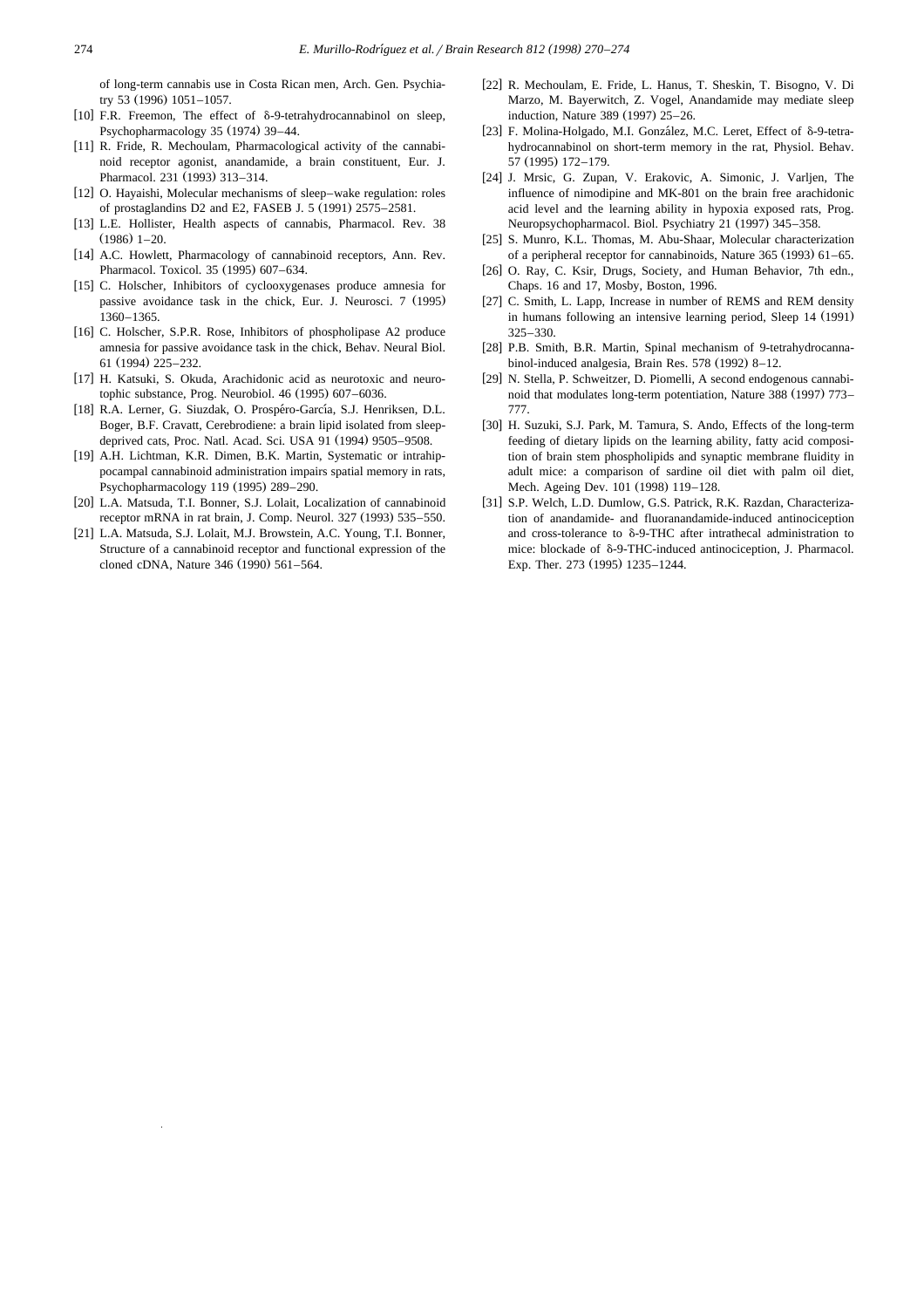of long-term cannabis use in Costa Rican men, Arch. Gen. Psychiatry 53 (1996) 1051–1057.

[10] F.R. Freemon, The effect of δ-9-tetrahydrocannabinol on sleep, Psychopharmacology 35 (1974) 39–44.

[11] R. Fride, R. Mechoulam, Pharmacological activity of the cannabinoid receptor agonist, anandamide, a brain constituent, Eur. J. Pharmacol. 231 (1993) 313–314.

[12] O. Hayaishi, Molecular mechanisms of sleep–wake regulation: roles of prostaglandins D2 and E2, FASEB J. 5 (1991) 2575–2581.

[13] L.E. Hollister, Health aspects of cannabis, Pharmacol. Rev. 38 (1986) 1–20.

[14] A.C. Howlett, Pharmacology of cannabinoid receptors, Ann. Rev. Pharmacol. Toxicol. 35 (1995) 607–634.

[15] C. Holscher, Inhibitors of cyclooxygenases produce amnesia for passive avoidance task in the chick, Eur. J. Neurosci. 7 (1995) 1360–1365.

[16] C. Holscher, S.P.R. Rose, Inhibitors of phospholipase A2 produce amnesia for passive avoidance task in the chick, Behav. Neural Biol. 61 (1994) 225–232.

[17] H. Katsuki, S. Okuda, Arachidonic acid as neurotoxic and neurotophic substance, Prog. Neurobiol. 46 (1995) 607–6036.

[18] R.A. Lerner, G. Siuzdak, O. Prospéro-García, S.J. Henriksen, D.L. Boger, B.F. Cravatt, Cerebrodiene: a brain lipid isolated from sleep-deprived cats, Proc. Natl. Acad. Sci. USA 91 (1994) 9505–9508.

[19] A.H. Lichtman, K.R. Dimen, B.K. Martin, Systematic or intrahippocampal cannabinoid administration impairs spatial memory in rats, Psychopharmacology 119 (1995) 289–290.

[20] L.A. Matsuda, T.I. Bonner, S.J. Lolait, Localization of cannabinoid receptor mRNA in rat brain, J. Comp. Neurol. 327 (1993) 535–550.

[21] L.A. Matsuda, S.J. Lolait, M.J. Browstein, A.C. Young, T.I. Bonner, Structure of a cannabinoid receptor and functional expression of the cloned cDNA, Nature 346 (1990) 561–564.

[22] R. Mechoulam, E. Fride, L. Hanus, T. Sheskin, T. Bisogno, V. Di Marzo, M. Bayerwitch, Z. Vogel, Anandamide may mediate sleep induction, Nature 389 (1997) 25–26.

[23] F. Molina-Holgado, M.I. González, M.C. Leret, Effect of δ-9-tetrahydrocannabinol on short-term memory in the rat, Physiol. Behav. 57 (1995) 172–179.

[24] J. Mrsic, G. Zupan, V. Erakovic, A. Simonic, J. Varljen, The influence of nimodipine and MK-801 on the brain free arachidonic acid level and the learning ability in hypoxia exposed rats, Prog. Neuropsychopharmacol. Biol. Psychiatry 21 (1997) 345–358.

[25] S. Munro, K.L. Thomas, M. Abu-Shaar, Molecular characterization of a peripheral receptor for cannabinoids, Nature 365 (1993) 61–65.

[26] O. Ray, C. Ksir, Drugs, Society, and Human Behavior, 7th edn., Chaps. 16 and 17, Mosby, Boston, 1996.

[27] C. Smith, L. Lapp, Increase in number of REMS and REM density in humans following an intensive learning period, Sleep 14 (1991) 325–330.

[28] P.B. Smith, B.R. Martin, Spinal mechanism of 9-tetrahydrocannabinol-induced analgesia, Brain Res. 578 (1992) 8–12.

[29] N. Stella, P. Schweitzer, D. Piomelli, A second endogenous cannabinoid that modulates long-term potentiation, Nature 388 (1997) 773–777.

[30] H. Suzuki, S.J. Park, M. Tamura, S. Ando, Effects of the long-term feeding of dietary lipids on the learning ability, fatty acid composition of brain stem phospholipids and synaptic membrane fluidity in adult mice: a comparison of sardine oil diet with palm oil diet, Mech. Ageing Dev. 101 (1998) 119–128.

[31] S.P. Welch, L.D. Dumlow, G.S. Patrick, R.K. Razdan, Characterization of anandamide- and fluoranandamide-induced antinociception and cross-tolerance to δ-9-THC after intrathecal administration to mice: blockade of δ-9-THC-induced antinociception, J. Pharmacol. Exp. Ther. 273 (1995) 1235–1244.